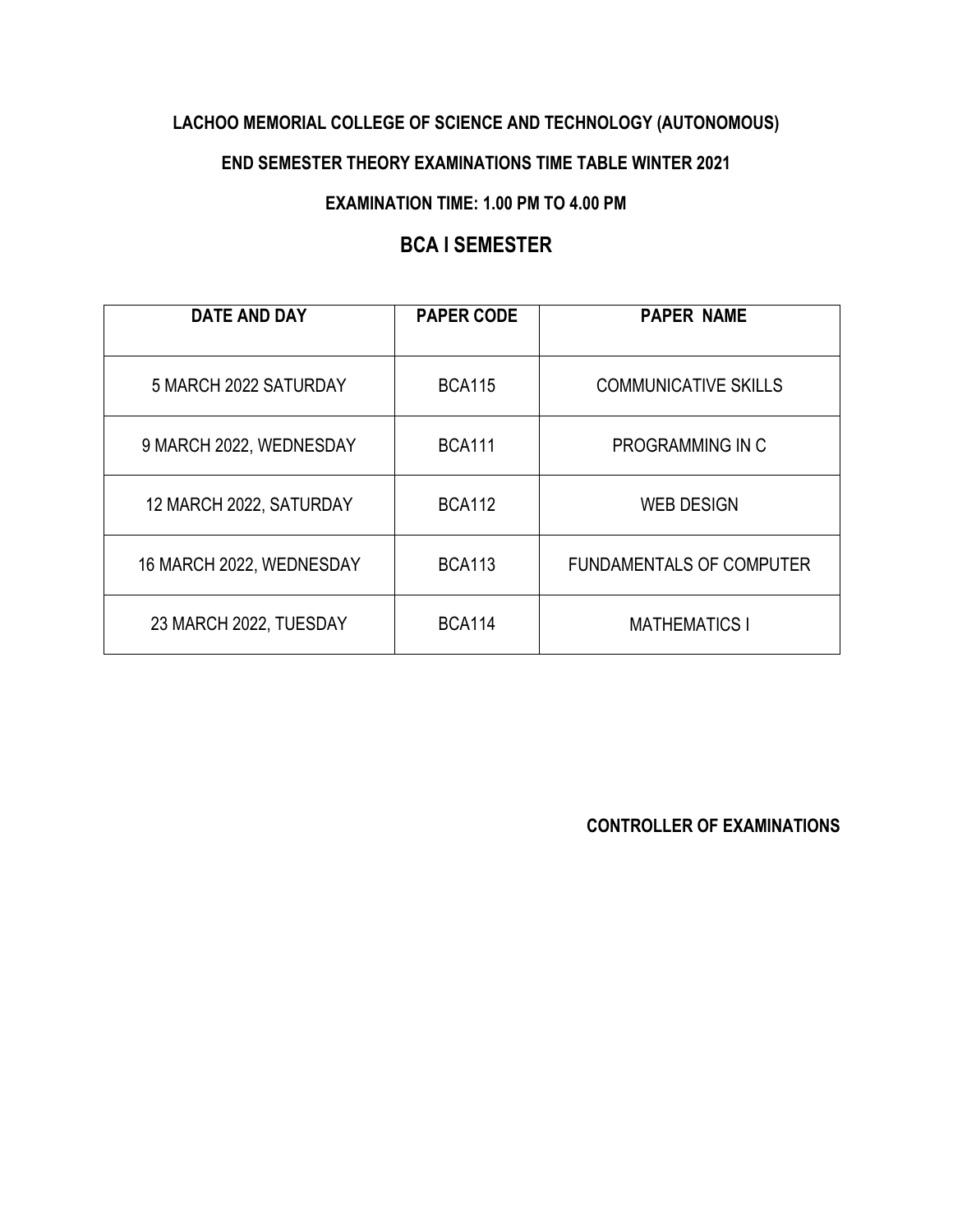**LACHOO MEMORIAL COLLEGE OF SCIENCE AND TECHNOLOGY (AUTONOMOUS)**

**END SEMESTER THEORY EXAMINATIONS TIME TABLE WINTER 2021**

**EXAMINATION TIME: 1.00 PM TO 4.00 PM**

## BCA I SEMESTER

| DATE AND DAY | PAPER CODE | PAPER NAME |
|---|---|---|
| 5 MARCH 2022 SATURDAY | BCA115 | COMMUNICATIVE SKILLS |
| 9 MARCH 2022, WEDNESDAY | BCA111 | PROGRAMMING IN C |
| 12 MARCH 2022, SATURDAY | BCA112 | WEB DESIGN |
| 16 MARCH 2022, WEDNESDAY | BCA113 | FUNDAMENTALS OF COMPUTER |
| 23 MARCH 2022, TUESDAY | BCA114 | MATHEMATICS I |

**CONTROLLER OF EXAMINATIONS**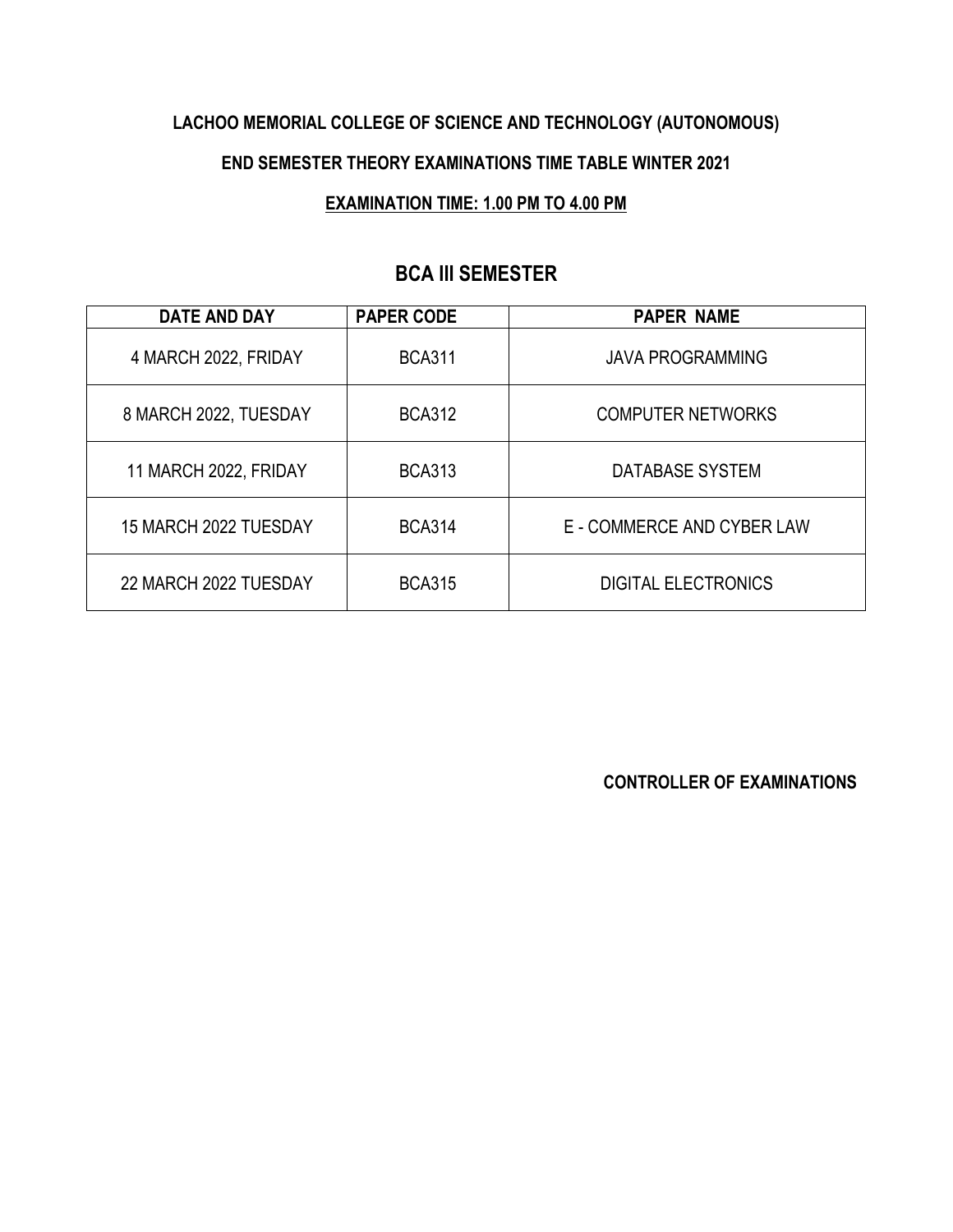**LACHOO MEMORIAL COLLEGE OF SCIENCE AND TECHNOLOGY (AUTONOMOUS)**

**END SEMESTER THEORY EXAMINATIONS TIME TABLE WINTER 2021**

**EXAMINATION TIME: 1.00 PM TO 4.00 PM**

## BCA III SEMESTER

| DATE AND DAY | PAPER CODE | PAPER NAME |
|---|---|---|
| 4 MARCH 2022, FRIDAY | BCA311 | JAVA PROGRAMMING |
| 8 MARCH 2022, TUESDAY | BCA312 | COMPUTER NETWORKS |
| 11 MARCH 2022, FRIDAY | BCA313 | DATABASE SYSTEM |
| 15 MARCH 2022 TUESDAY | BCA314 | E - COMMERCE AND CYBER LAW |
| 22 MARCH 2022 TUESDAY | BCA315 | DIGITAL ELECTRONICS |

**CONTROLLER OF EXAMINATIONS**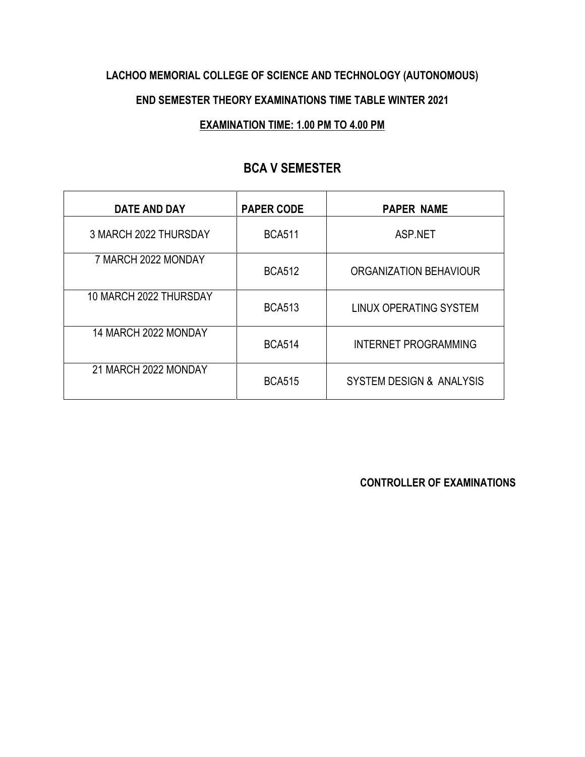**LACHOO MEMORIAL COLLEGE OF SCIENCE AND TECHNOLOGY (AUTONOMOUS)**

**END SEMESTER THEORY EXAMINATIONS TIME TABLE WINTER 2021**

**EXAMINATION TIME: 1.00 PM TO 4.00 PM**

## BCA V SEMESTER

| DATE AND DAY | PAPER CODE | PAPER NAME |
|---|---|---|
| 3 MARCH 2022 THURSDAY | BCA511 | ASP.NET |
| 7 MARCH 2022 MONDAY | BCA512 | ORGANIZATION BEHAVIOUR |
| 10 MARCH 2022 THURSDAY | BCA513 | LINUX OPERATING SYSTEM |
| 14 MARCH 2022 MONDAY | BCA514 | INTERNET PROGRAMMING |
| 21 MARCH 2022 MONDAY | BCA515 | SYSTEM DESIGN & ANALYSIS |

**CONTROLLER OF EXAMINATIONS**